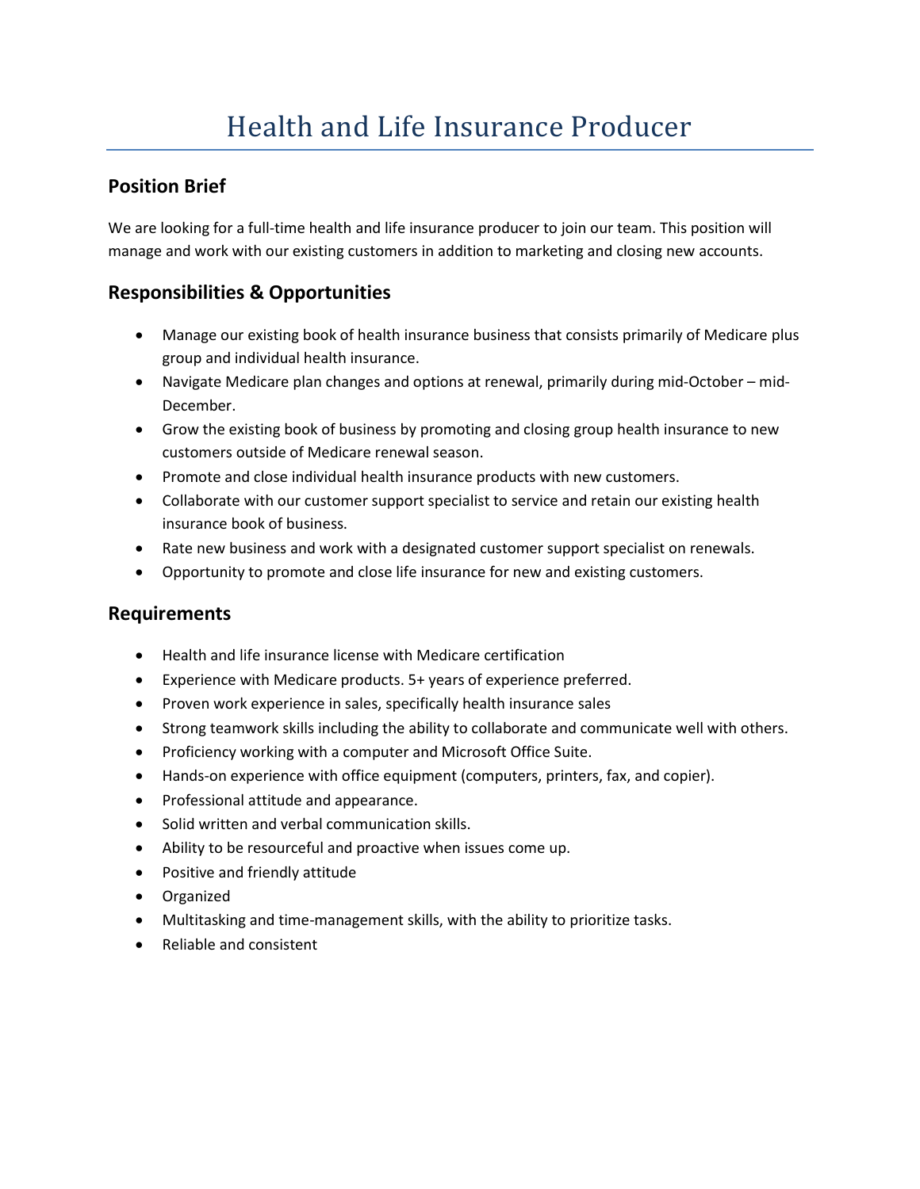# Health and Life Insurance Producer

## Position Brief

We are looking for a full-time health and life insurance producer to join our team. This position will manage and work with our existing customers in addition to marketing and closing new accounts.

## Responsibilities & Opportunities

- Manage our existing book of health insurance business that consists primarily of Medicare plus group and individual health insurance.
- Navigate Medicare plan changes and options at renewal, primarily during mid-October – mid-December.
- Grow the existing book of business by promoting and closing group health insurance to new customers outside of Medicare renewal season.
- Promote and close individual health insurance products with new customers.
- Collaborate with our customer support specialist to service and retain our existing health insurance book of business.
- Rate new business and work with a designated customer support specialist on renewals.
- Opportunity to promote and close life insurance for new and existing customers.

## Requirements

- Health and life insurance license with Medicare certification
- Experience with Medicare products. 5+ years of experience preferred.
- Proven work experience in sales, specifically health insurance sales
- Strong teamwork skills including the ability to collaborate and communicate well with others.
- Proficiency working with a computer and Microsoft Office Suite.
- Hands-on experience with office equipment (computers, printers, fax, and copier).
- Professional attitude and appearance.
- Solid written and verbal communication skills.
- Ability to be resourceful and proactive when issues come up.
- Positive and friendly attitude
- Organized
- Multitasking and time-management skills, with the ability to prioritize tasks.
- Reliable and consistent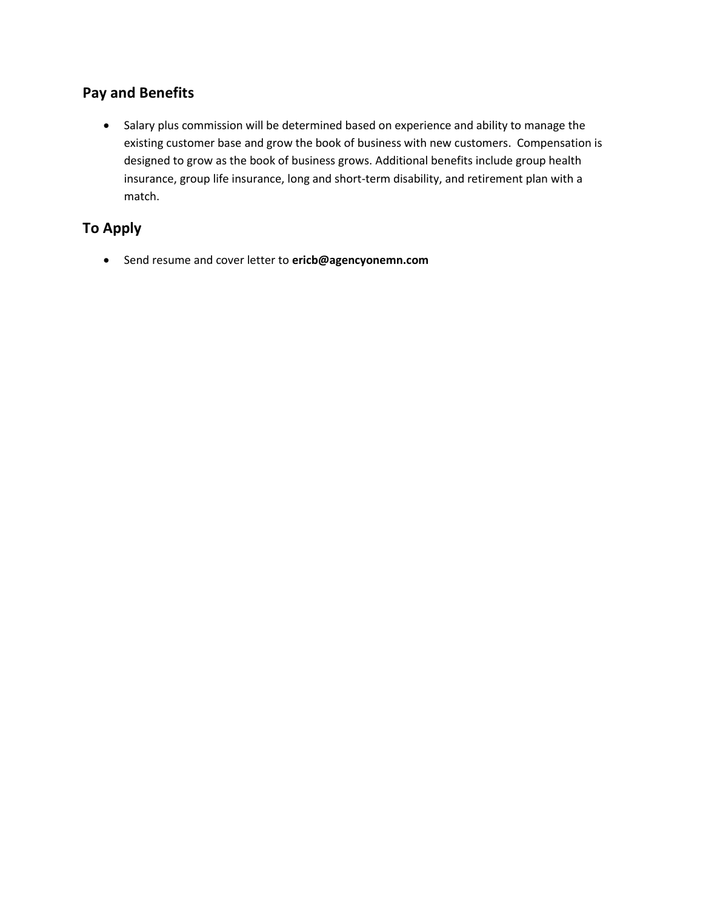## Pay and Benefits

- Salary plus commission will be determined based on experience and ability to manage the existing customer base and grow the book of business with new customers. Compensation is designed to grow as the book of business grows. Additional benefits include group health insurance, group life insurance, long and short-term disability, and retirement plan with a match.

## To Apply

- Send resume and cover letter to **ericb@agencyonemn.com**